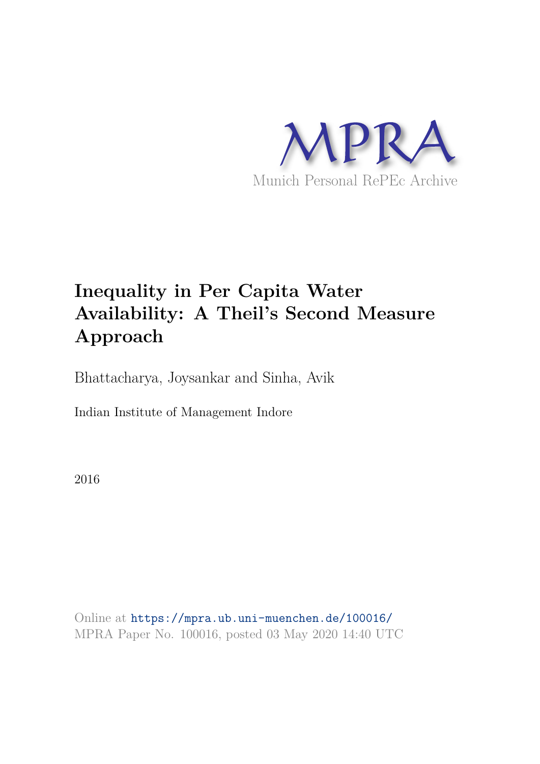MPRA

Munich Personal RePEc Archive

# Inequality in Per Capita Water Availability: A Theil's Second Measure Approach

Bhattacharya, Joysankar and Sinha, Avik

Indian Institute of Management Indore

2016

Online at https://mpra.ub.uni-muenchen.de/100016/
MPRA Paper No. 100016, posted 03 May 2020 14:40 UTC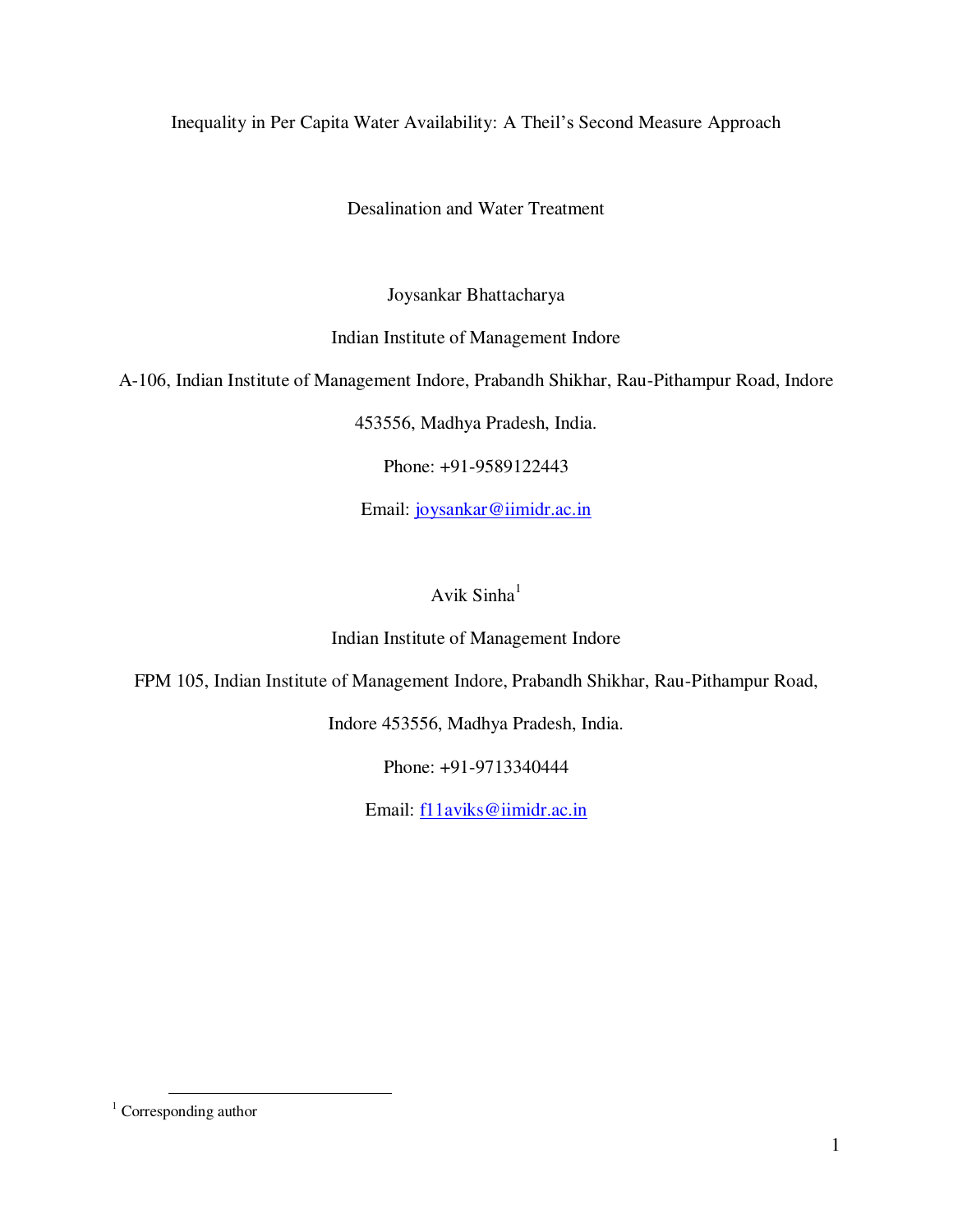# Inequality in Per Capita Water Availability: A Theil's Second Measure Approach

Desalination and Water Treatment

Joysankar Bhattacharya

Indian Institute of Management Indore

A-106, Indian Institute of Management Indore, Prabandh Shikhar, Rau-Pithampur Road, Indore 453556, Madhya Pradesh, India.

Phone: +91-9589122443

Email: joysankar@iimidr.ac.in

Avik Sinha[1]

Indian Institute of Management Indore

FPM 105, Indian Institute of Management Indore, Prabandh Shikhar, Rau-Pithampur Road, Indore 453556, Madhya Pradesh, India.

Phone: +91-9713340444

Email: f11aviks@iimidr.ac.in

[1] Corresponding author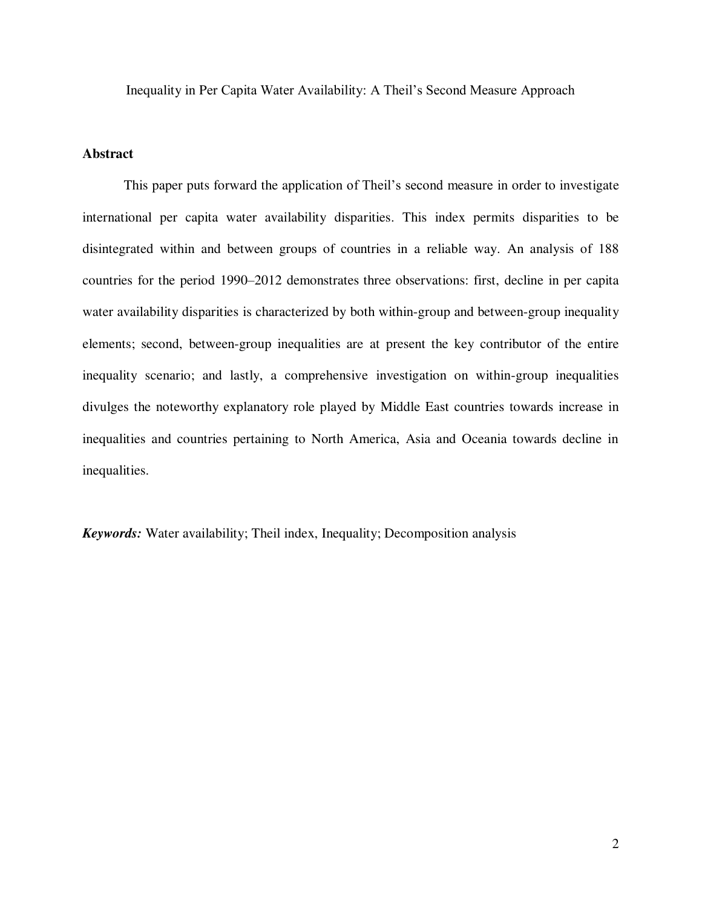Inequality in Per Capita Water Availability: A Theil's Second Measure Approach

## Abstract

This paper puts forward the application of Theil's second measure in order to investigate international per capita water availability disparities. This index permits disparities to be disintegrated within and between groups of countries in a reliable way. An analysis of 188 countries for the period 1990–2012 demonstrates three observations: first, decline in per capita water availability disparities is characterized by both within-group and between-group inequality elements; second, between-group inequalities are at present the key contributor of the entire inequality scenario; and lastly, a comprehensive investigation on within-group inequalities divulges the noteworthy explanatory role played by Middle East countries towards increase in inequalities and countries pertaining to North America, Asia and Oceania towards decline in inequalities.

***Keywords:*** Water availability; Theil index, Inequality; Decomposition analysis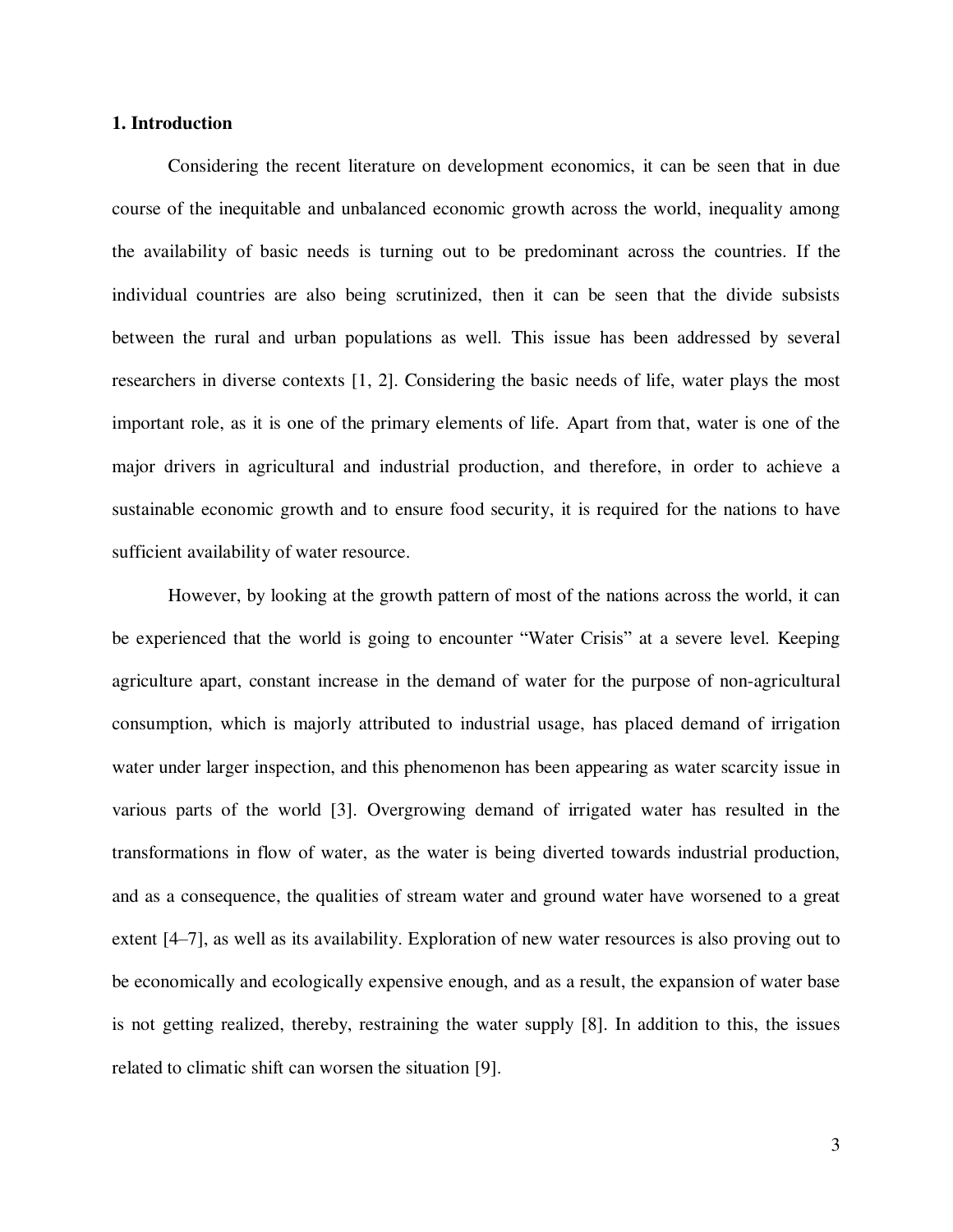## 1. Introduction

Considering the recent literature on development economics, it can be seen that in due course of the inequitable and unbalanced economic growth across the world, inequality among the availability of basic needs is turning out to be predominant across the countries. If the individual countries are also being scrutinized, then it can be seen that the divide subsists between the rural and urban populations as well. This issue has been addressed by several researchers in diverse contexts [1, 2]. Considering the basic needs of life, water plays the most important role, as it is one of the primary elements of life. Apart from that, water is one of the major drivers in agricultural and industrial production, and therefore, in order to achieve a sustainable economic growth and to ensure food security, it is required for the nations to have sufficient availability of water resource.

However, by looking at the growth pattern of most of the nations across the world, it can be experienced that the world is going to encounter "Water Crisis" at a severe level. Keeping agriculture apart, constant increase in the demand of water for the purpose of non-agricultural consumption, which is majorly attributed to industrial usage, has placed demand of irrigation water under larger inspection, and this phenomenon has been appearing as water scarcity issue in various parts of the world [3]. Overgrowing demand of irrigated water has resulted in the transformations in flow of water, as the water is being diverted towards industrial production, and as a consequence, the qualities of stream water and ground water have worsened to a great extent [4–7], as well as its availability. Exploration of new water resources is also proving out to be economically and ecologically expensive enough, and as a result, the expansion of water base is not getting realized, thereby, restraining the water supply [8]. In addition to this, the issues related to climatic shift can worsen the situation [9].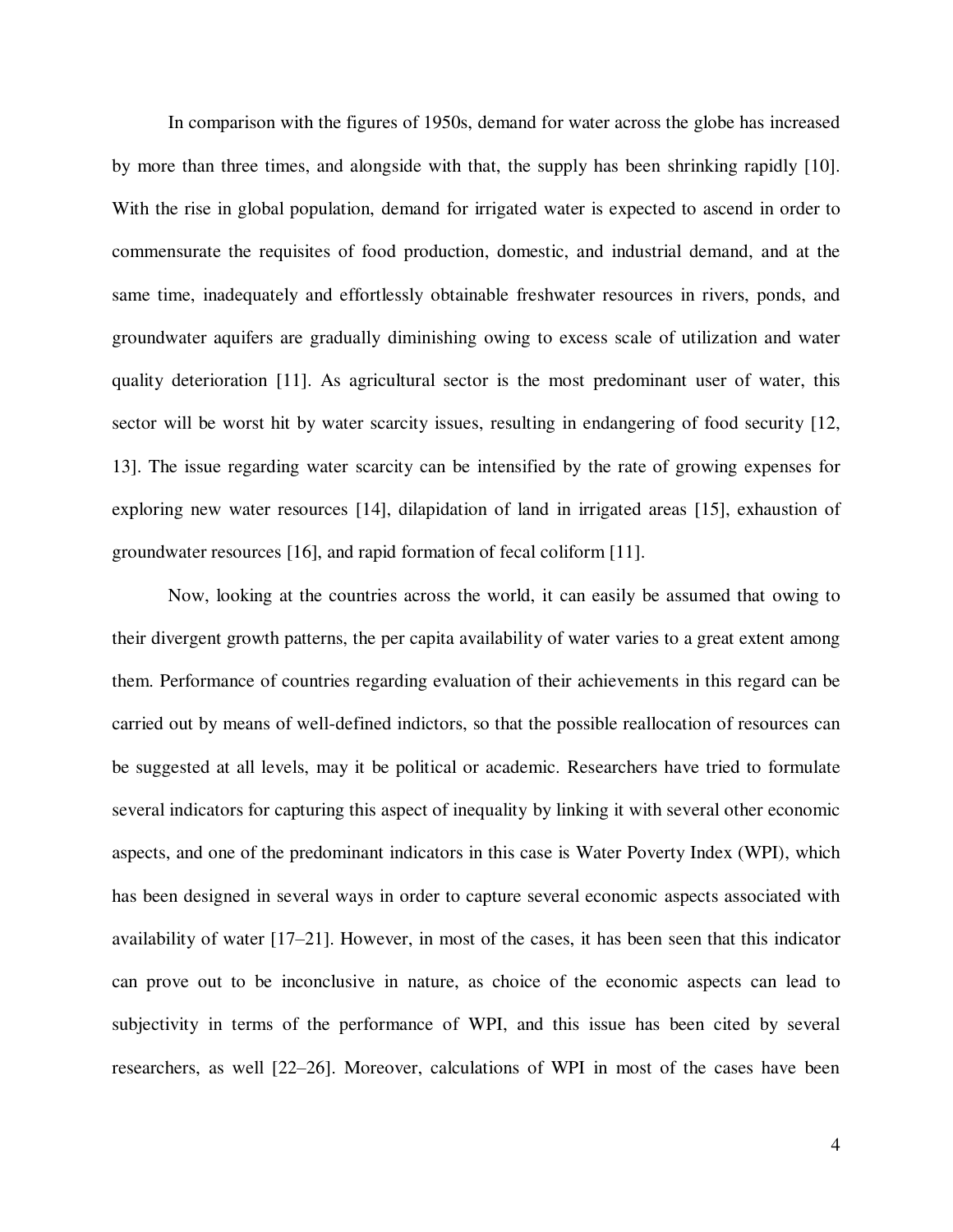In comparison with the figures of 1950s, demand for water across the globe has increased by more than three times, and alongside with that, the supply has been shrinking rapidly [10]. With the rise in global population, demand for irrigated water is expected to ascend in order to commensurate the requisites of food production, domestic, and industrial demand, and at the same time, inadequately and effortlessly obtainable freshwater resources in rivers, ponds, and groundwater aquifers are gradually diminishing owing to excess scale of utilization and water quality deterioration [11]. As agricultural sector is the most predominant user of water, this sector will be worst hit by water scarcity issues, resulting in endangering of food security [12, 13]. The issue regarding water scarcity can be intensified by the rate of growing expenses for exploring new water resources [14], dilapidation of land in irrigated areas [15], exhaustion of groundwater resources [16], and rapid formation of fecal coliform [11].

Now, looking at the countries across the world, it can easily be assumed that owing to their divergent growth patterns, the per capita availability of water varies to a great extent among them. Performance of countries regarding evaluation of their achievements in this regard can be carried out by means of well-defined indictors, so that the possible reallocation of resources can be suggested at all levels, may it be political or academic. Researchers have tried to formulate several indicators for capturing this aspect of inequality by linking it with several other economic aspects, and one of the predominant indicators in this case is Water Poverty Index (WPI), which has been designed in several ways in order to capture several economic aspects associated with availability of water [17–21]. However, in most of the cases, it has been seen that this indicator can prove out to be inconclusive in nature, as choice of the economic aspects can lead to subjectivity in terms of the performance of WPI, and this issue has been cited by several researchers, as well [22–26]. Moreover, calculations of WPI in most of the cases have been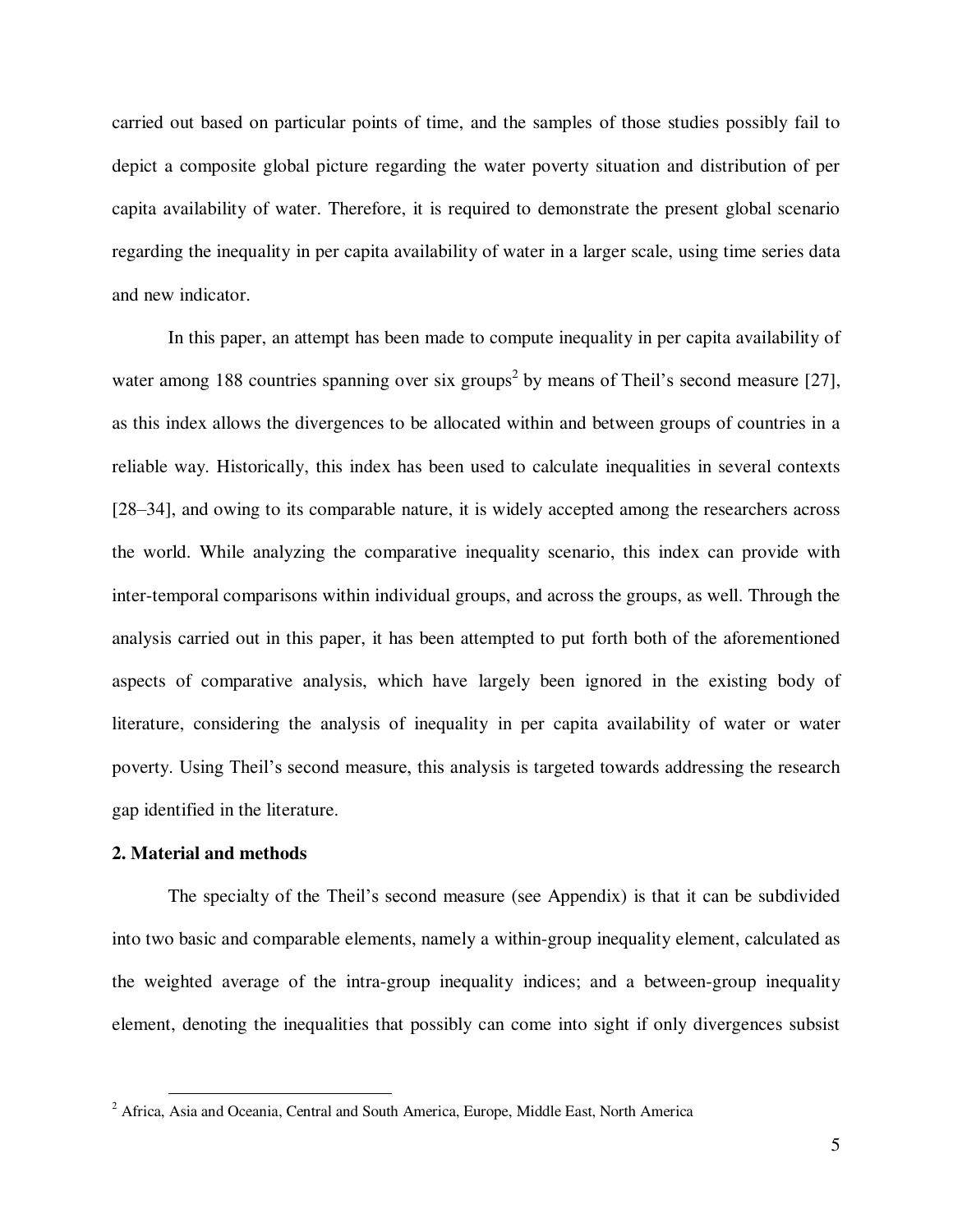carried out based on particular points of time, and the samples of those studies possibly fail to depict a composite global picture regarding the water poverty situation and distribution of per capita availability of water. Therefore, it is required to demonstrate the present global scenario regarding the inequality in per capita availability of water in a larger scale, using time series data and new indicator.

In this paper, an attempt has been made to compute inequality in per capita availability of water among 188 countries spanning over six groups[2] by means of Theil's second measure [27], as this index allows the divergences to be allocated within and between groups of countries in a reliable way. Historically, this index has been used to calculate inequalities in several contexts [28–34], and owing to its comparable nature, it is widely accepted among the researchers across the world. While analyzing the comparative inequality scenario, this index can provide with inter-temporal comparisons within individual groups, and across the groups, as well. Through the analysis carried out in this paper, it has been attempted to put forth both of the aforementioned aspects of comparative analysis, which have largely been ignored in the existing body of literature, considering the analysis of inequality in per capita availability of water or water poverty. Using Theil's second measure, this analysis is targeted towards addressing the research gap identified in the literature.

## 2. Material and methods

The specialty of the Theil's second measure (see Appendix) is that it can be subdivided into two basic and comparable elements, namely a within-group inequality element, calculated as the weighted average of the intra-group inequality indices; and a between-group inequality element, denoting the inequalities that possibly can come into sight if only divergences subsist

[2] Africa, Asia and Oceania, Central and South America, Europe, Middle East, North America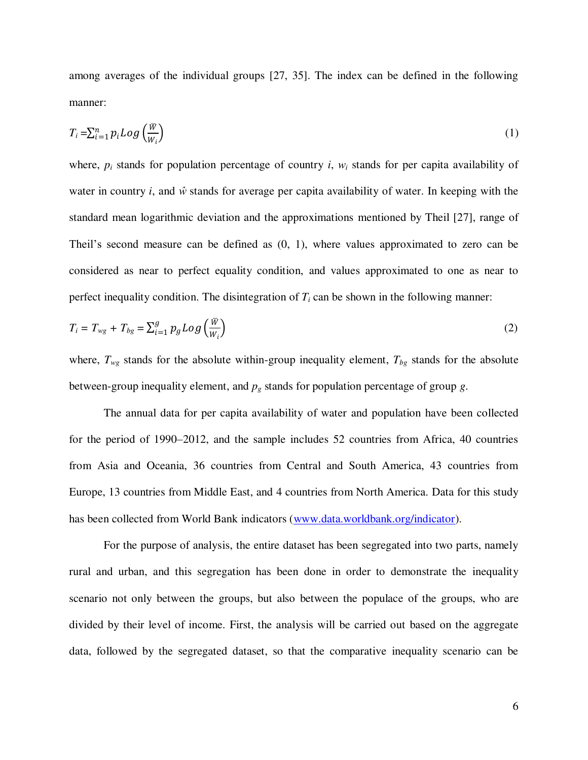among averages of the individual groups [27, 35]. The index can be defined in the following manner:

$$T_i = \sum_{i=1}^{n} p_i Log\left(\frac{\bar{W}}{W_i}\right) \tag{1}$$

where, $p_i$ stands for population percentage of country $i$, $w_i$ stands for per capita availability of water in country $i$, and $\hat{w}$ stands for average per capita availability of water. In keeping with the standard mean logarithmic deviation and the approximations mentioned by Theil [27], range of Theil's second measure can be defined as (0, 1), where values approximated to zero can be considered as near to perfect equality condition, and values approximated to one as near to perfect inequality condition. The disintegration of $T_i$ can be shown in the following manner:

$$T_i = T_{wg} + T_{bg} = \sum_{i=1}^{g} p_g Log\left(\frac{\bar{W}}{W_i}\right) \tag{2}$$

where, $T_{wg}$ stands for the absolute within-group inequality element, $T_{bg}$ stands for the absolute between-group inequality element, and $p_g$ stands for population percentage of group $g$.

The annual data for per capita availability of water and population have been collected for the period of 1990–2012, and the sample includes 52 countries from Africa, 40 countries from Asia and Oceania, 36 countries from Central and South America, 43 countries from Europe, 13 countries from Middle East, and 4 countries from North America. Data for this study has been collected from World Bank indicators (www.data.worldbank.org/indicator).

For the purpose of analysis, the entire dataset has been segregated into two parts, namely rural and urban, and this segregation has been done in order to demonstrate the inequality scenario not only between the groups, but also between the populace of the groups, who are divided by their level of income. First, the analysis will be carried out based on the aggregate data, followed by the segregated dataset, so that the comparative inequality scenario can be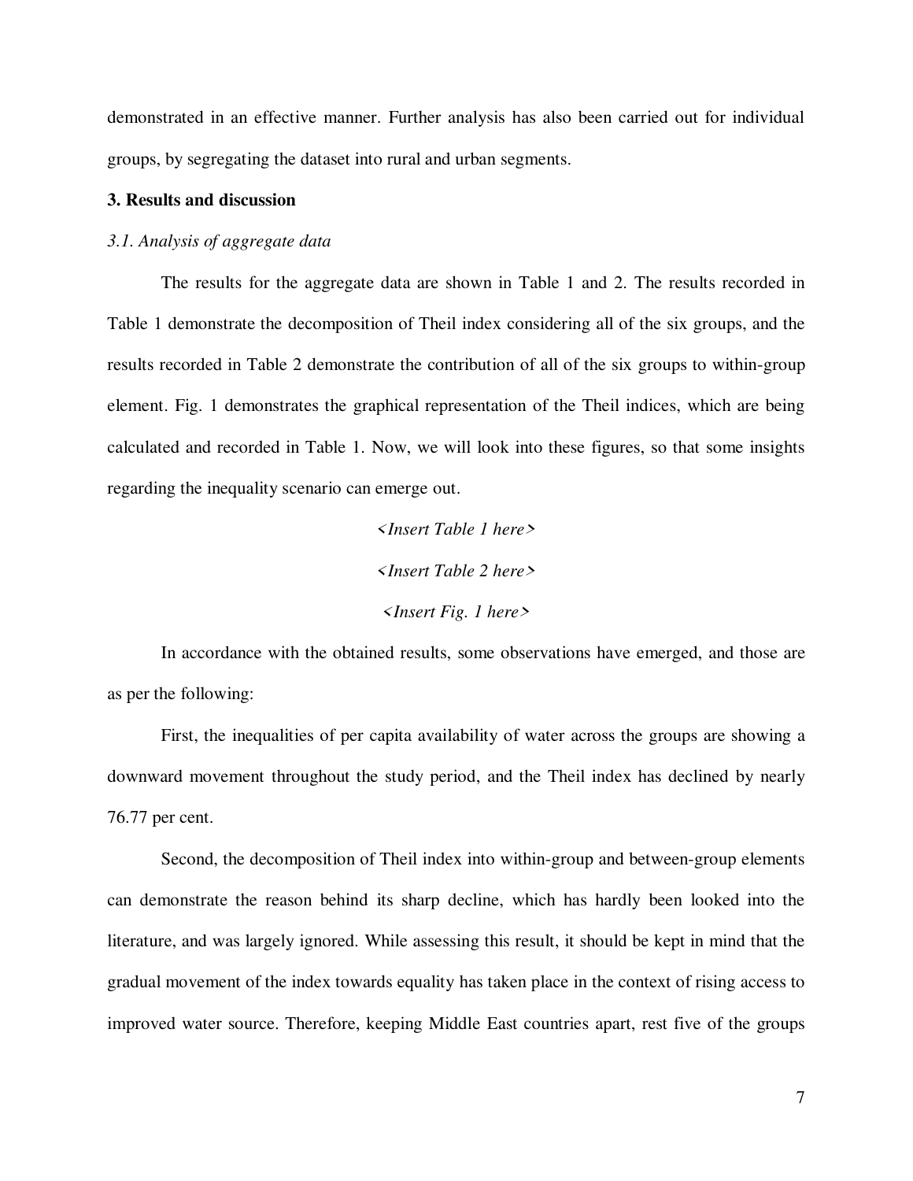demonstrated in an effective manner. Further analysis has also been carried out for individual groups, by segregating the dataset into rural and urban segments.

## 3. Results and discussion

### *3.1. Analysis of aggregate data*

The results for the aggregate data are shown in Table 1 and 2. The results recorded in Table 1 demonstrate the decomposition of Theil index considering all of the six groups, and the results recorded in Table 2 demonstrate the contribution of all of the six groups to within-group element. Fig. 1 demonstrates the graphical representation of the Theil indices, which are being calculated and recorded in Table 1. Now, we will look into these figures, so that some insights regarding the inequality scenario can emerge out.

*<Insert Table 1 here>*

*<Insert Table 2 here>*

*<Insert Fig. 1 here>*

In accordance with the obtained results, some observations have emerged, and those are as per the following:

First, the inequalities of per capita availability of water across the groups are showing a downward movement throughout the study period, and the Theil index has declined by nearly 76.77 per cent.

Second, the decomposition of Theil index into within-group and between-group elements can demonstrate the reason behind its sharp decline, which has hardly been looked into the literature, and was largely ignored. While assessing this result, it should be kept in mind that the gradual movement of the index towards equality has taken place in the context of rising access to improved water source. Therefore, keeping Middle East countries apart, rest five of the groups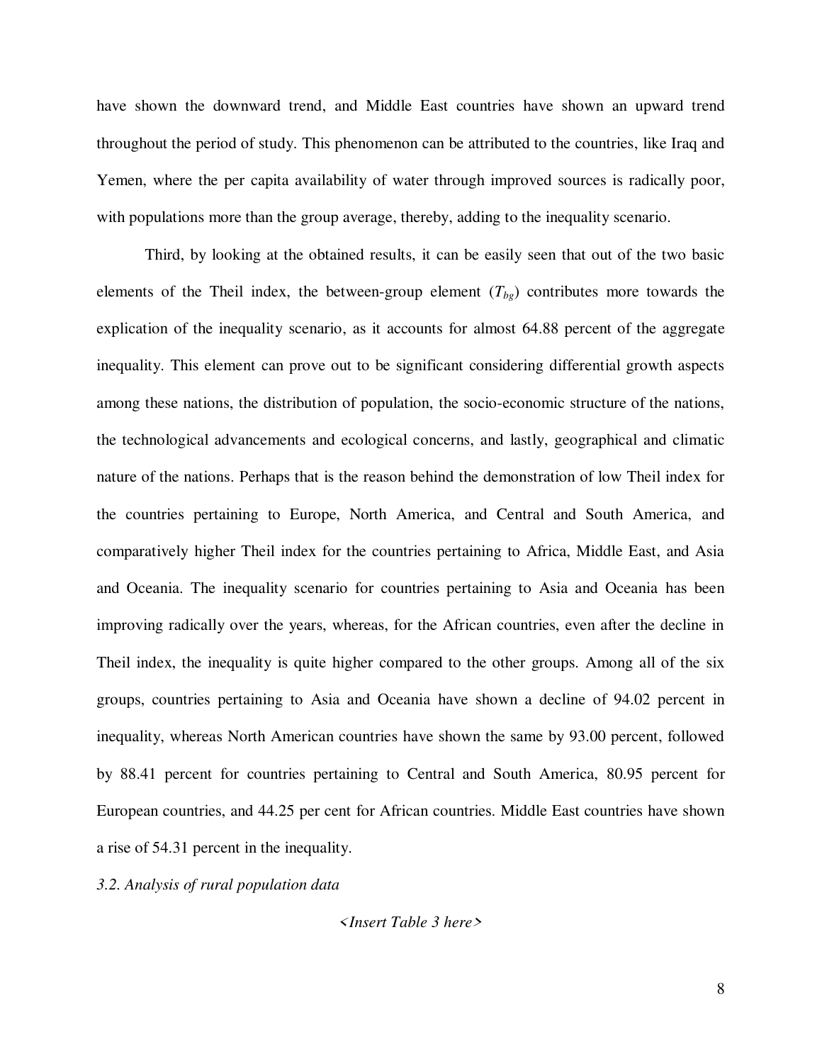have shown the downward trend, and Middle East countries have shown an upward trend throughout the period of study. This phenomenon can be attributed to the countries, like Iraq and Yemen, where the per capita availability of water through improved sources is radically poor, with populations more than the group average, thereby, adding to the inequality scenario.

Third, by looking at the obtained results, it can be easily seen that out of the two basic elements of the Theil index, the between-group element ($T_{bg}$) contributes more towards the explication of the inequality scenario, as it accounts for almost 64.88 percent of the aggregate inequality. This element can prove out to be significant considering differential growth aspects among these nations, the distribution of population, the socio-economic structure of the nations, the technological advancements and ecological concerns, and lastly, geographical and climatic nature of the nations. Perhaps that is the reason behind the demonstration of low Theil index for the countries pertaining to Europe, North America, and Central and South America, and comparatively higher Theil index for the countries pertaining to Africa, Middle East, and Asia and Oceania. The inequality scenario for countries pertaining to Asia and Oceania has been improving radically over the years, whereas, for the African countries, even after the decline in Theil index, the inequality is quite higher compared to the other groups. Among all of the six groups, countries pertaining to Asia and Oceania have shown a decline of 94.02 percent in inequality, whereas North American countries have shown the same by 93.00 percent, followed by 88.41 percent for countries pertaining to Central and South America, 80.95 percent for European countries, and 44.25 per cent for African countries. Middle East countries have shown a rise of 54.31 percent in the inequality.

*3.2. Analysis of rural population data*

*<Insert Table 3 here>*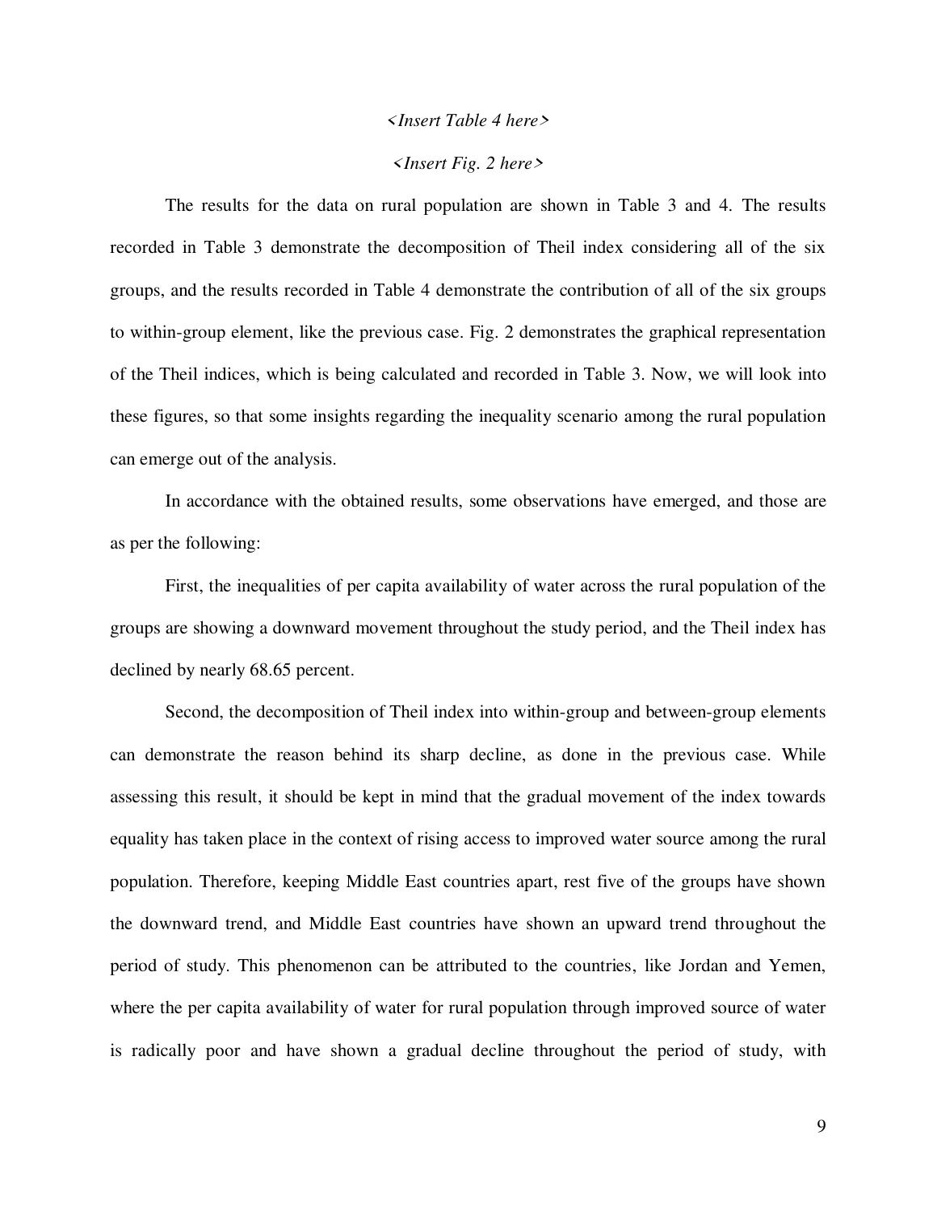*<Insert Table 4 here>*

*<Insert Fig. 2 here>*

The results for the data on rural population are shown in Table 3 and 4. The results recorded in Table 3 demonstrate the decomposition of Theil index considering all of the six groups, and the results recorded in Table 4 demonstrate the contribution of all of the six groups to within-group element, like the previous case. Fig. 2 demonstrates the graphical representation of the Theil indices, which is being calculated and recorded in Table 3. Now, we will look into these figures, so that some insights regarding the inequality scenario among the rural population can emerge out of the analysis.

In accordance with the obtained results, some observations have emerged, and those are as per the following:

First, the inequalities of per capita availability of water across the rural population of the groups are showing a downward movement throughout the study period, and the Theil index has declined by nearly 68.65 percent.

Second, the decomposition of Theil index into within-group and between-group elements can demonstrate the reason behind its sharp decline, as done in the previous case. While assessing this result, it should be kept in mind that the gradual movement of the index towards equality has taken place in the context of rising access to improved water source among the rural population. Therefore, keeping Middle East countries apart, rest five of the groups have shown the downward trend, and Middle East countries have shown an upward trend throughout the period of study. This phenomenon can be attributed to the countries, like Jordan and Yemen, where the per capita availability of water for rural population through improved source of water is radically poor and have shown a gradual decline throughout the period of study, with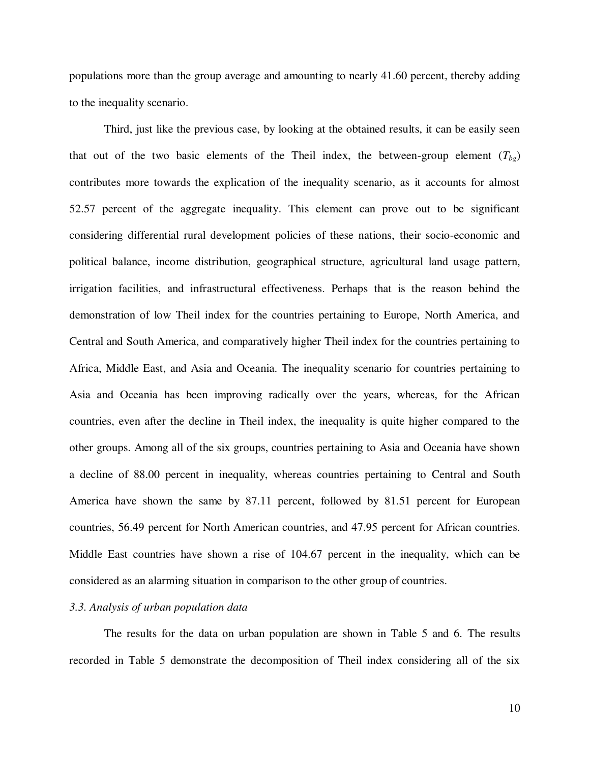populations more than the group average and amounting to nearly 41.60 percent, thereby adding to the inequality scenario.

Third, just like the previous case, by looking at the obtained results, it can be easily seen that out of the two basic elements of the Theil index, the between-group element ($T_{bg}$) contributes more towards the explication of the inequality scenario, as it accounts for almost 52.57 percent of the aggregate inequality. This element can prove out to be significant considering differential rural development policies of these nations, their socio-economic and political balance, income distribution, geographical structure, agricultural land usage pattern, irrigation facilities, and infrastructural effectiveness. Perhaps that is the reason behind the demonstration of low Theil index for the countries pertaining to Europe, North America, and Central and South America, and comparatively higher Theil index for the countries pertaining to Africa, Middle East, and Asia and Oceania. The inequality scenario for countries pertaining to Asia and Oceania has been improving radically over the years, whereas, for the African countries, even after the decline in Theil index, the inequality is quite higher compared to the other groups. Among all of the six groups, countries pertaining to Asia and Oceania have shown a decline of 88.00 percent in inequality, whereas countries pertaining to Central and South America have shown the same by 87.11 percent, followed by 81.51 percent for European countries, 56.49 percent for North American countries, and 47.95 percent for African countries. Middle East countries have shown a rise of 104.67 percent in the inequality, which can be considered as an alarming situation in comparison to the other group of countries.

### *3.3. Analysis of urban population data*

The results for the data on urban population are shown in Table 5 and 6. The results recorded in Table 5 demonstrate the decomposition of Theil index considering all of the six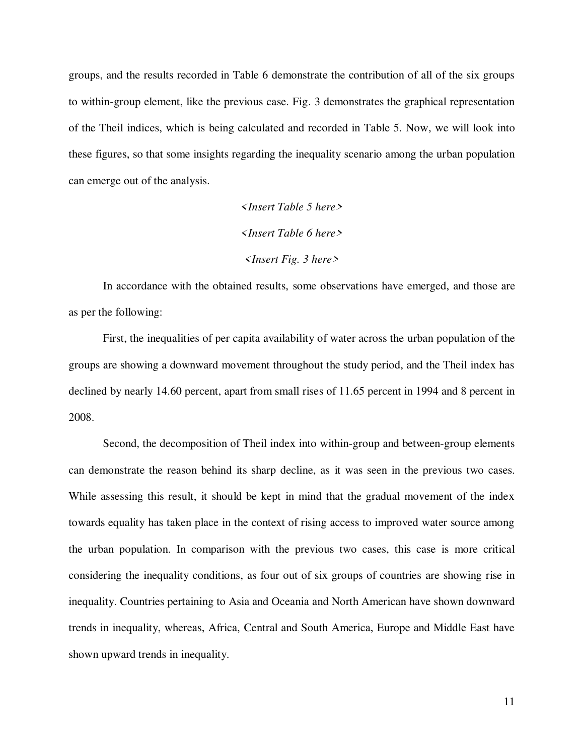groups, and the results recorded in Table 6 demonstrate the contribution of all of the six groups to within-group element, like the previous case. Fig. 3 demonstrates the graphical representation of the Theil indices, which is being calculated and recorded in Table 5. Now, we will look into these figures, so that some insights regarding the inequality scenario among the urban population can emerge out of the analysis.

*<Insert Table 5 here>*

*<Insert Table 6 here>*

*<Insert Fig. 3 here>*

In accordance with the obtained results, some observations have emerged, and those are as per the following:

First, the inequalities of per capita availability of water across the urban population of the groups are showing a downward movement throughout the study period, and the Theil index has declined by nearly 14.60 percent, apart from small rises of 11.65 percent in 1994 and 8 percent in 2008.

Second, the decomposition of Theil index into within-group and between-group elements can demonstrate the reason behind its sharp decline, as it was seen in the previous two cases. While assessing this result, it should be kept in mind that the gradual movement of the index towards equality has taken place in the context of rising access to improved water source among the urban population. In comparison with the previous two cases, this case is more critical considering the inequality conditions, as four out of six groups of countries are showing rise in inequality. Countries pertaining to Asia and Oceania and North American have shown downward trends in inequality, whereas, Africa, Central and South America, Europe and Middle East have shown upward trends in inequality.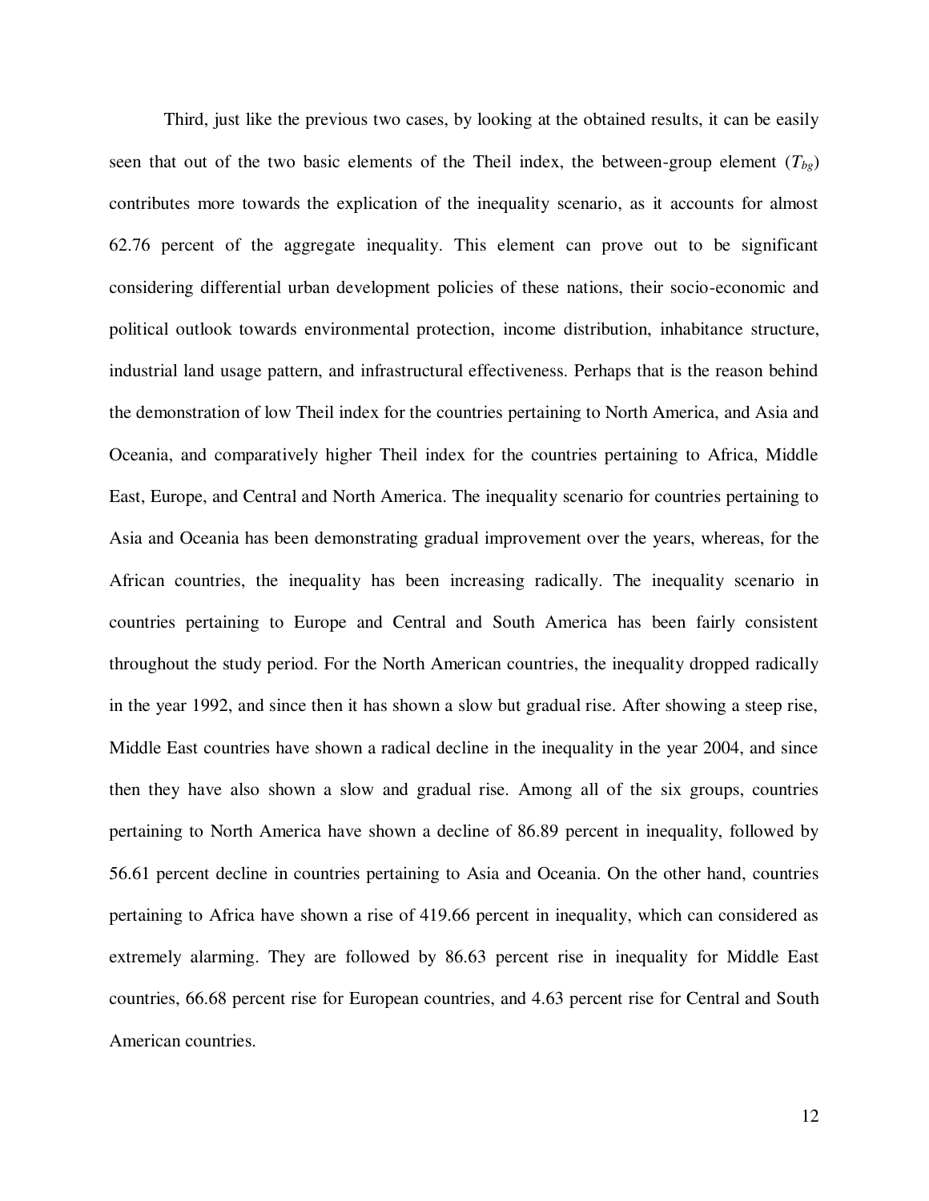Third, just like the previous two cases, by looking at the obtained results, it can be easily seen that out of the two basic elements of the Theil index, the between-group element ($T_{bg}$) contributes more towards the explication of the inequality scenario, as it accounts for almost 62.76 percent of the aggregate inequality. This element can prove out to be significant considering differential urban development policies of these nations, their socio-economic and political outlook towards environmental protection, income distribution, inhabitance structure, industrial land usage pattern, and infrastructural effectiveness. Perhaps that is the reason behind the demonstration of low Theil index for the countries pertaining to North America, and Asia and Oceania, and comparatively higher Theil index for the countries pertaining to Africa, Middle East, Europe, and Central and North America. The inequality scenario for countries pertaining to Asia and Oceania has been demonstrating gradual improvement over the years, whereas, for the African countries, the inequality has been increasing radically. The inequality scenario in countries pertaining to Europe and Central and South America has been fairly consistent throughout the study period. For the North American countries, the inequality dropped radically in the year 1992, and since then it has shown a slow but gradual rise. After showing a steep rise, Middle East countries have shown a radical decline in the inequality in the year 2004, and since then they have also shown a slow and gradual rise. Among all of the six groups, countries pertaining to North America have shown a decline of 86.89 percent in inequality, followed by 56.61 percent decline in countries pertaining to Asia and Oceania. On the other hand, countries pertaining to Africa have shown a rise of 419.66 percent in inequality, which can considered as extremely alarming. They are followed by 86.63 percent rise in inequality for Middle East countries, 66.68 percent rise for European countries, and 4.63 percent rise for Central and South American countries.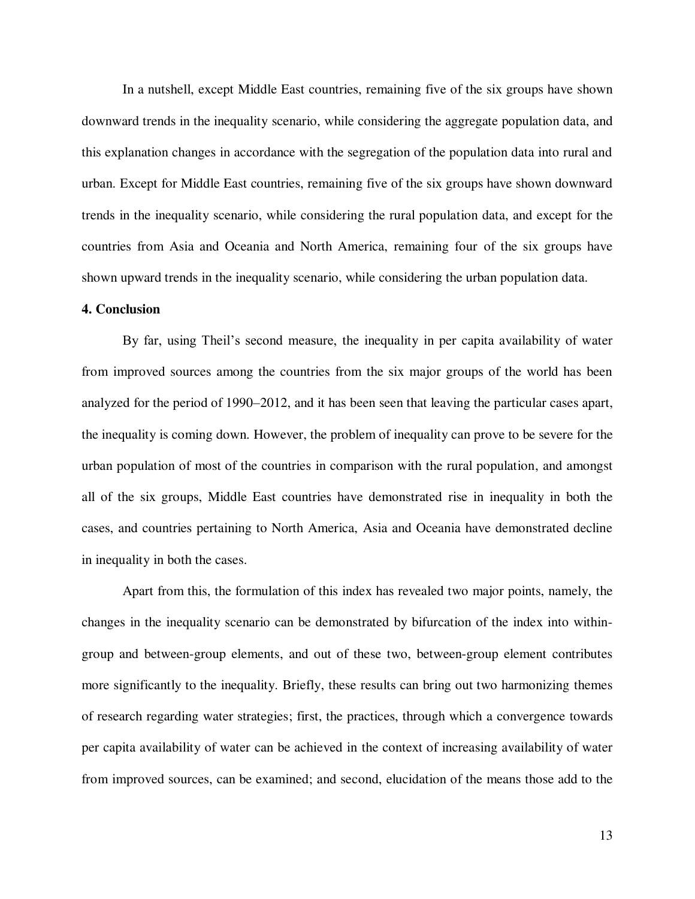In a nutshell, except Middle East countries, remaining five of the six groups have shown downward trends in the inequality scenario, while considering the aggregate population data, and this explanation changes in accordance with the segregation of the population data into rural and urban. Except for Middle East countries, remaining five of the six groups have shown downward trends in the inequality scenario, while considering the rural population data, and except for the countries from Asia and Oceania and North America, remaining four of the six groups have shown upward trends in the inequality scenario, while considering the urban population data.

**4. Conclusion**

By far, using Theil's second measure, the inequality in per capita availability of water from improved sources among the countries from the six major groups of the world has been analyzed for the period of 1990–2012, and it has been seen that leaving the particular cases apart, the inequality is coming down. However, the problem of inequality can prove to be severe for the urban population of most of the countries in comparison with the rural population, and amongst all of the six groups, Middle East countries have demonstrated rise in inequality in both the cases, and countries pertaining to North America, Asia and Oceania have demonstrated decline in inequality in both the cases.

Apart from this, the formulation of this index has revealed two major points, namely, the changes in the inequality scenario can be demonstrated by bifurcation of the index into within-group and between-group elements, and out of these two, between-group element contributes more significantly to the inequality. Briefly, these results can bring out two harmonizing themes of research regarding water strategies; first, the practices, through which a convergence towards per capita availability of water can be achieved in the context of increasing availability of water from improved sources, can be examined; and second, elucidation of the means those add to the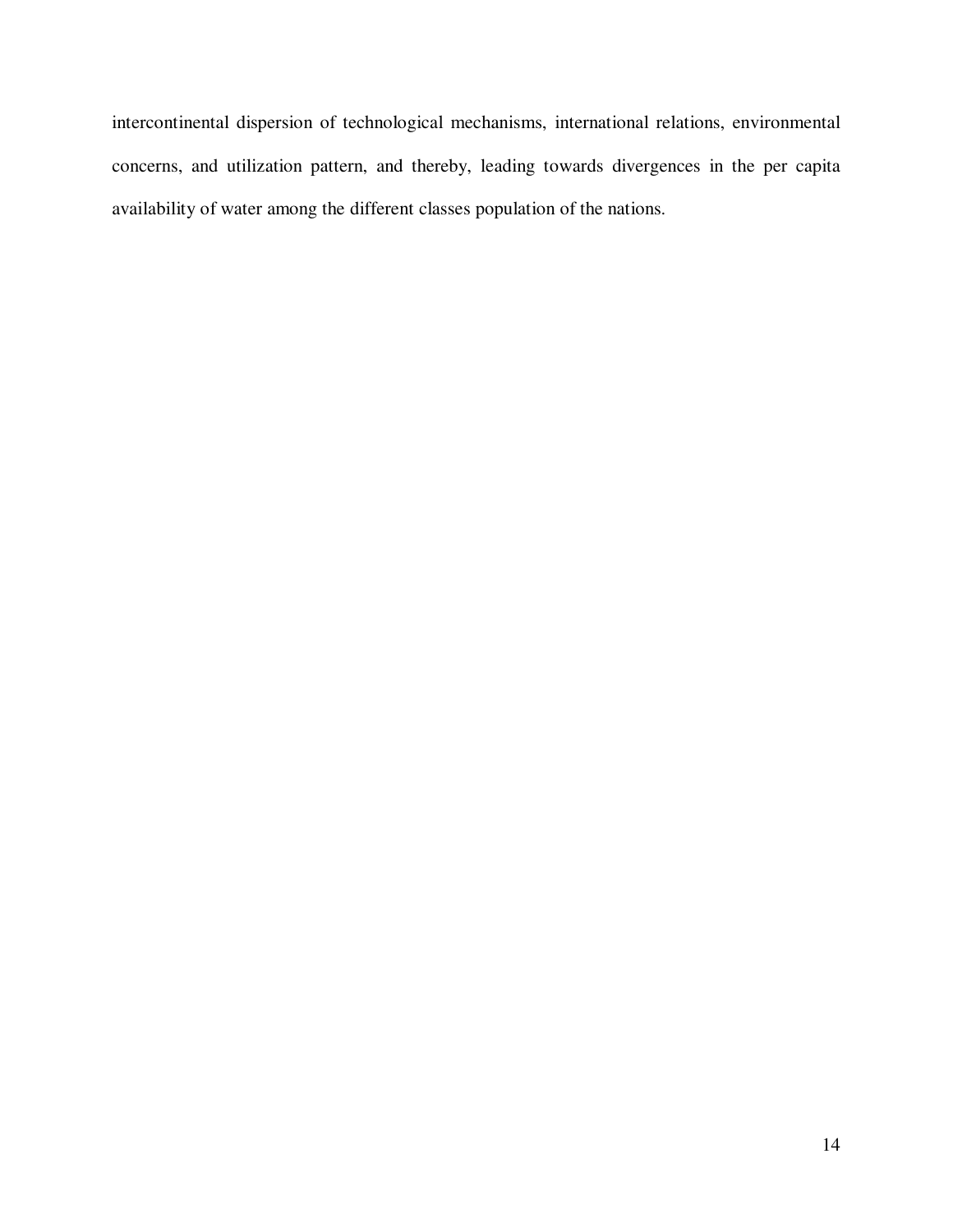intercontinental dispersion of technological mechanisms, international relations, environmental concerns, and utilization pattern, and thereby, leading towards divergences in the per capita availability of water among the different classes population of the nations.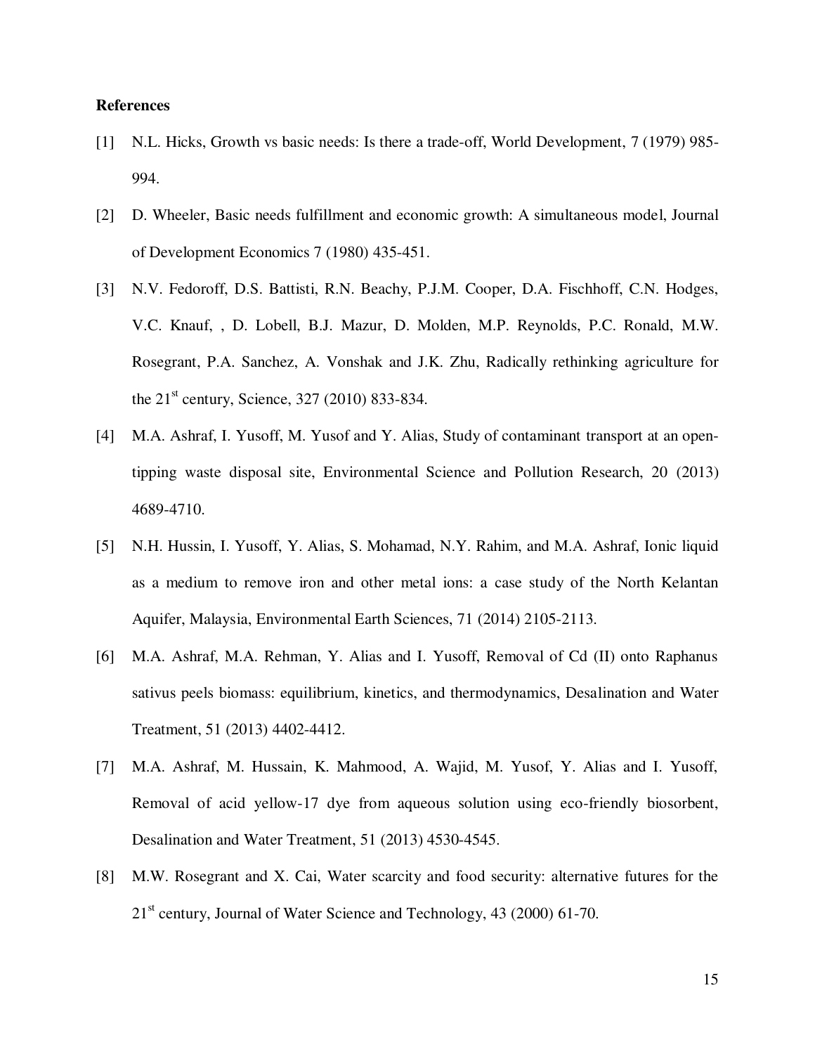**References**

[1] N.L. Hicks, Growth vs basic needs: Is there a trade-off, World Development, 7 (1979) 985-994.

[2] D. Wheeler, Basic needs fulfillment and economic growth: A simultaneous model, Journal of Development Economics 7 (1980) 435-451.

[3] N.V. Fedoroff, D.S. Battisti, R.N. Beachy, P.J.M. Cooper, D.A. Fischhoff, C.N. Hodges, V.C. Knauf, , D. Lobell, B.J. Mazur, D. Molden, M.P. Reynolds, P.C. Ronald, M.W. Rosegrant, P.A. Sanchez, A. Vonshak and J.K. Zhu, Radically rethinking agriculture for the 21st century, Science, 327 (2010) 833-834.

[4] M.A. Ashraf, I. Yusoff, M. Yusof and Y. Alias, Study of contaminant transport at an open-tipping waste disposal site, Environmental Science and Pollution Research, 20 (2013) 4689-4710.

[5] N.H. Hussin, I. Yusoff, Y. Alias, S. Mohamad, N.Y. Rahim, and M.A. Ashraf, Ionic liquid as a medium to remove iron and other metal ions: a case study of the North Kelantan Aquifer, Malaysia, Environmental Earth Sciences, 71 (2014) 2105-2113.

[6] M.A. Ashraf, M.A. Rehman, Y. Alias and I. Yusoff, Removal of Cd (II) onto Raphanus sativus peels biomass: equilibrium, kinetics, and thermodynamics, Desalination and Water Treatment, 51 (2013) 4402-4412.

[7] M.A. Ashraf, M. Hussain, K. Mahmood, A. Wajid, M. Yusof, Y. Alias and I. Yusoff, Removal of acid yellow-17 dye from aqueous solution using eco-friendly biosorbent, Desalination and Water Treatment, 51 (2013) 4530-4545.

[8] M.W. Rosegrant and X. Cai, Water scarcity and food security: alternative futures for the 21st century, Journal of Water Science and Technology, 43 (2000) 61-70.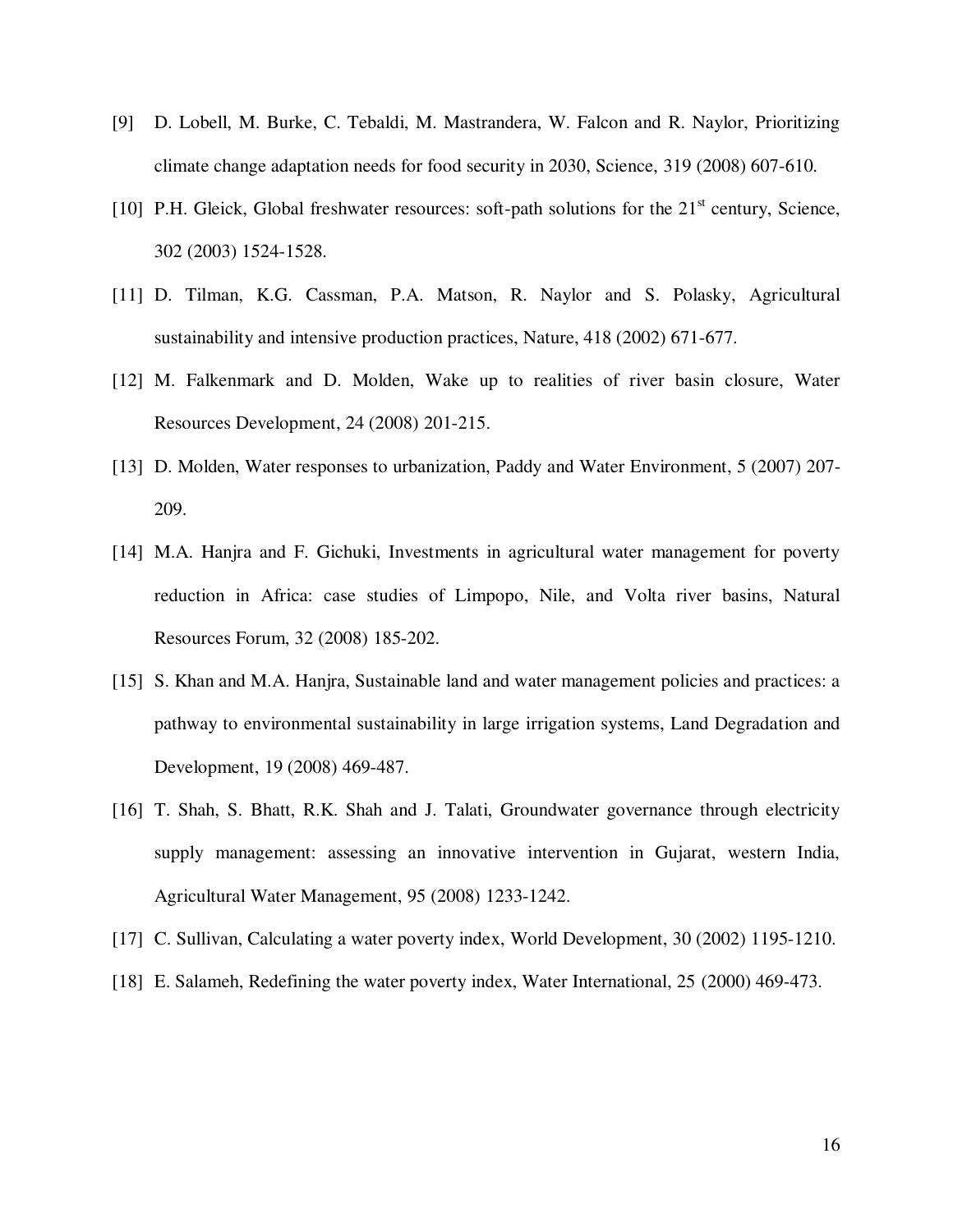[9] D. Lobell, M. Burke, C. Tebaldi, M. Mastrandera, W. Falcon and R. Naylor, Prioritizing climate change adaptation needs for food security in 2030, Science, 319 (2008) 607-610.

[10] P.H. Gleick, Global freshwater resources: soft-path solutions for the 21st century, Science, 302 (2003) 1524-1528.

[11] D. Tilman, K.G. Cassman, P.A. Matson, R. Naylor and S. Polasky, Agricultural sustainability and intensive production practices, Nature, 418 (2002) 671-677.

[12] M. Falkenmark and D. Molden, Wake up to realities of river basin closure, Water Resources Development, 24 (2008) 201-215.

[13] D. Molden, Water responses to urbanization, Paddy and Water Environment, 5 (2007) 207-209.

[14] M.A. Hanjra and F. Gichuki, Investments in agricultural water management for poverty reduction in Africa: case studies of Limpopo, Nile, and Volta river basins, Natural Resources Forum, 32 (2008) 185-202.

[15] S. Khan and M.A. Hanjra, Sustainable land and water management policies and practices: a pathway to environmental sustainability in large irrigation systems, Land Degradation and Development, 19 (2008) 469-487.

[16] T. Shah, S. Bhatt, R.K. Shah and J. Talati, Groundwater governance through electricity supply management: assessing an innovative intervention in Gujarat, western India, Agricultural Water Management, 95 (2008) 1233-1242.

[17] C. Sullivan, Calculating a water poverty index, World Development, 30 (2002) 1195-1210.

[18] E. Salameh, Redefining the water poverty index, Water International, 25 (2000) 469-473.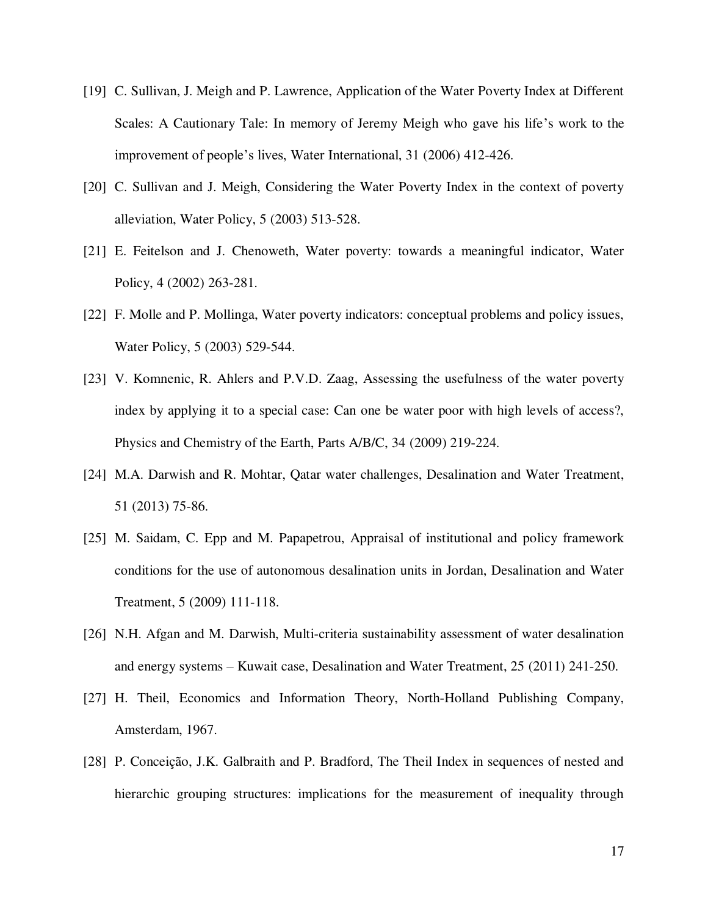[19] C. Sullivan, J. Meigh and P. Lawrence, Application of the Water Poverty Index at Different Scales: A Cautionary Tale: In memory of Jeremy Meigh who gave his life's work to the improvement of people's lives, Water International, 31 (2006) 412-426.

[20] C. Sullivan and J. Meigh, Considering the Water Poverty Index in the context of poverty alleviation, Water Policy, 5 (2003) 513-528.

[21] E. Feitelson and J. Chenoweth, Water poverty: towards a meaningful indicator, Water Policy, 4 (2002) 263-281.

[22] F. Molle and P. Mollinga, Water poverty indicators: conceptual problems and policy issues, Water Policy, 5 (2003) 529-544.

[23] V. Komnenic, R. Ahlers and P.V.D. Zaag, Assessing the usefulness of the water poverty index by applying it to a special case: Can one be water poor with high levels of access?, Physics and Chemistry of the Earth, Parts A/B/C, 34 (2009) 219-224.

[24] M.A. Darwish and R. Mohtar, Qatar water challenges, Desalination and Water Treatment, 51 (2013) 75-86.

[25] M. Saidam, C. Epp and M. Papapetrou, Appraisal of institutional and policy framework conditions for the use of autonomous desalination units in Jordan, Desalination and Water Treatment, 5 (2009) 111-118.

[26] N.H. Afgan and M. Darwish, Multi-criteria sustainability assessment of water desalination and energy systems – Kuwait case, Desalination and Water Treatment, 25 (2011) 241-250.

[27] H. Theil, Economics and Information Theory, North-Holland Publishing Company, Amsterdam, 1967.

[28] P. Conceição, J.K. Galbraith and P. Bradford, The Theil Index in sequences of nested and hierarchic grouping structures: implications for the measurement of inequality through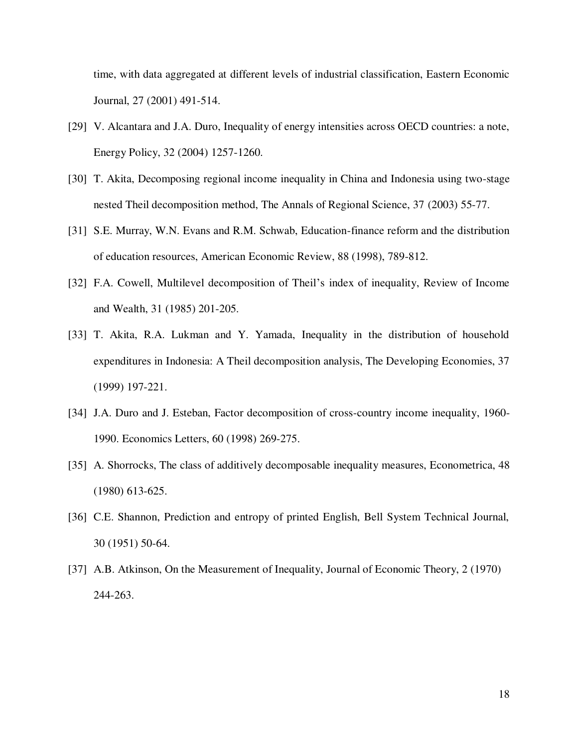time, with data aggregated at different levels of industrial classification, Eastern Economic Journal, 27 (2001) 491-514.

[29] V. Alcantara and J.A. Duro, Inequality of energy intensities across OECD countries: a note, Energy Policy, 32 (2004) 1257-1260.

[30] T. Akita, Decomposing regional income inequality in China and Indonesia using two-stage nested Theil decomposition method, The Annals of Regional Science, 37 (2003) 55-77.

[31] S.E. Murray, W.N. Evans and R.M. Schwab, Education-finance reform and the distribution of education resources, American Economic Review, 88 (1998), 789-812.

[32] F.A. Cowell, Multilevel decomposition of Theil's index of inequality, Review of Income and Wealth, 31 (1985) 201-205.

[33] T. Akita, R.A. Lukman and Y. Yamada, Inequality in the distribution of household expenditures in Indonesia: A Theil decomposition analysis, The Developing Economies, 37 (1999) 197-221.

[34] J.A. Duro and J. Esteban, Factor decomposition of cross-country income inequality, 1960-1990. Economics Letters, 60 (1998) 269-275.

[35] A. Shorrocks, The class of additively decomposable inequality measures, Econometrica, 48 (1980) 613-625.

[36] C.E. Shannon, Prediction and entropy of printed English, Bell System Technical Journal, 30 (1951) 50-64.

[37] A.B. Atkinson, On the Measurement of Inequality, Journal of Economic Theory, 2 (1970) 244-263.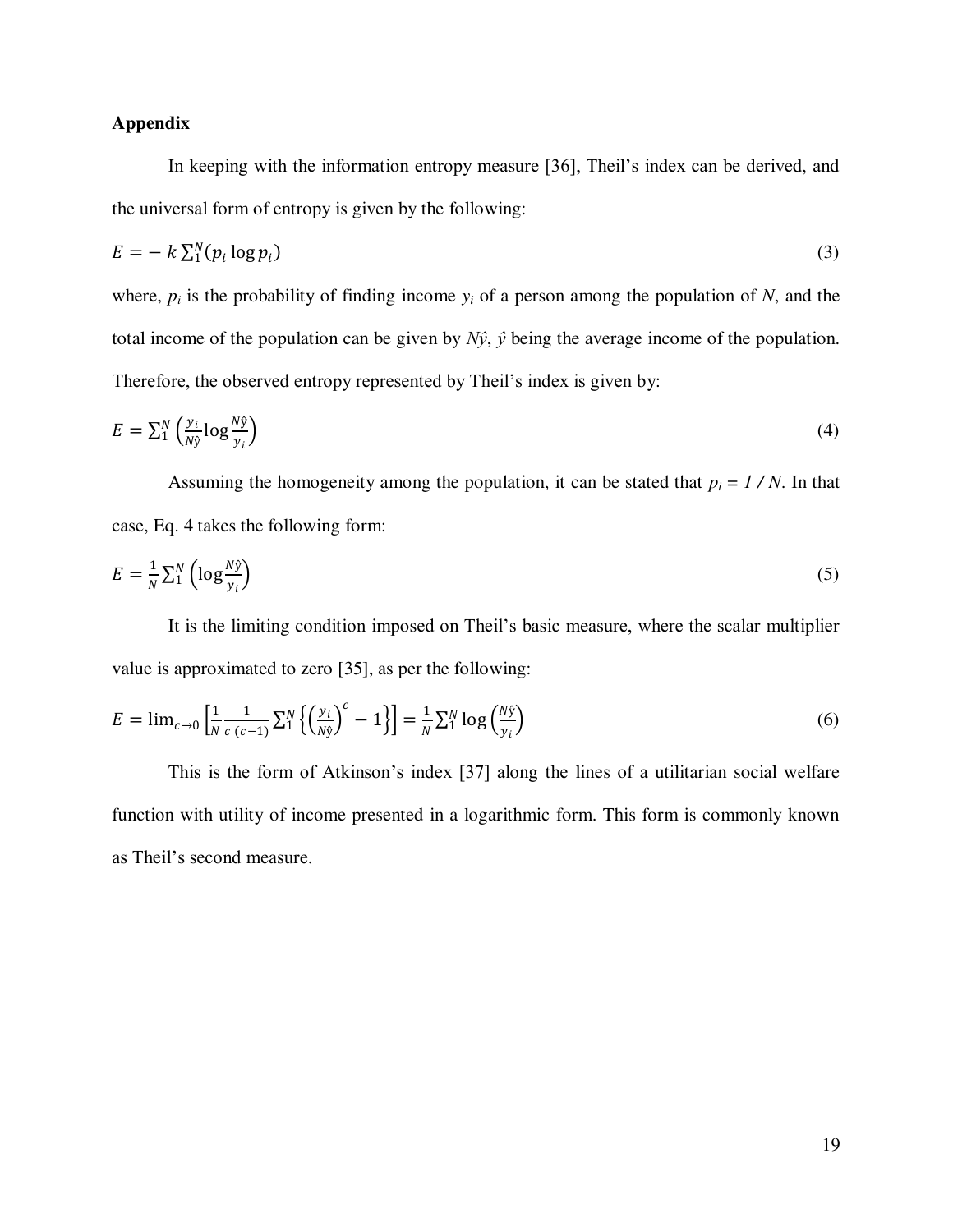## Appendix

In keeping with the information entropy measure [36], Theil's index can be derived, and the universal form of entropy is given by the following:

$$E = -\,k \sum_1^N (p_i \log p_i) \tag{3}$$

where, $p_i$ is the probability of finding income $y_i$ of a person among the population of $N$, and the total income of the population can be given by $N\hat{y}$, $\hat{y}$ being the average income of the population. Therefore, the observed entropy represented by Theil's index is given by:

$$E = \sum_1^N \left(\frac{y_i}{N\hat{y}} \log \frac{N\hat{y}}{y_i}\right) \tag{4}$$

Assuming the homogeneity among the population, it can be stated that $p_i = 1 / N$. In that case, Eq. 4 takes the following form:

$$E = \frac{1}{N} \sum_1^N \left(\log \frac{N\hat{y}}{y_i}\right) \tag{5}$$

It is the limiting condition imposed on Theil's basic measure, where the scalar multiplier value is approximated to zero [35], as per the following:

$$E = \lim_{c \to 0} \left[\frac{1}{N} \frac{1}{c\,(c-1)} \sum_1^N \left\{\left(\frac{y_i}{N\hat{y}}\right)^c - 1\right\}\right] = \frac{1}{N} \sum_1^N \log\left(\frac{N\hat{y}}{y_i}\right) \tag{6}$$

This is the form of Atkinson's index [37] along the lines of a utilitarian social welfare function with utility of income presented in a logarithmic form. This form is commonly known as Theil's second measure.